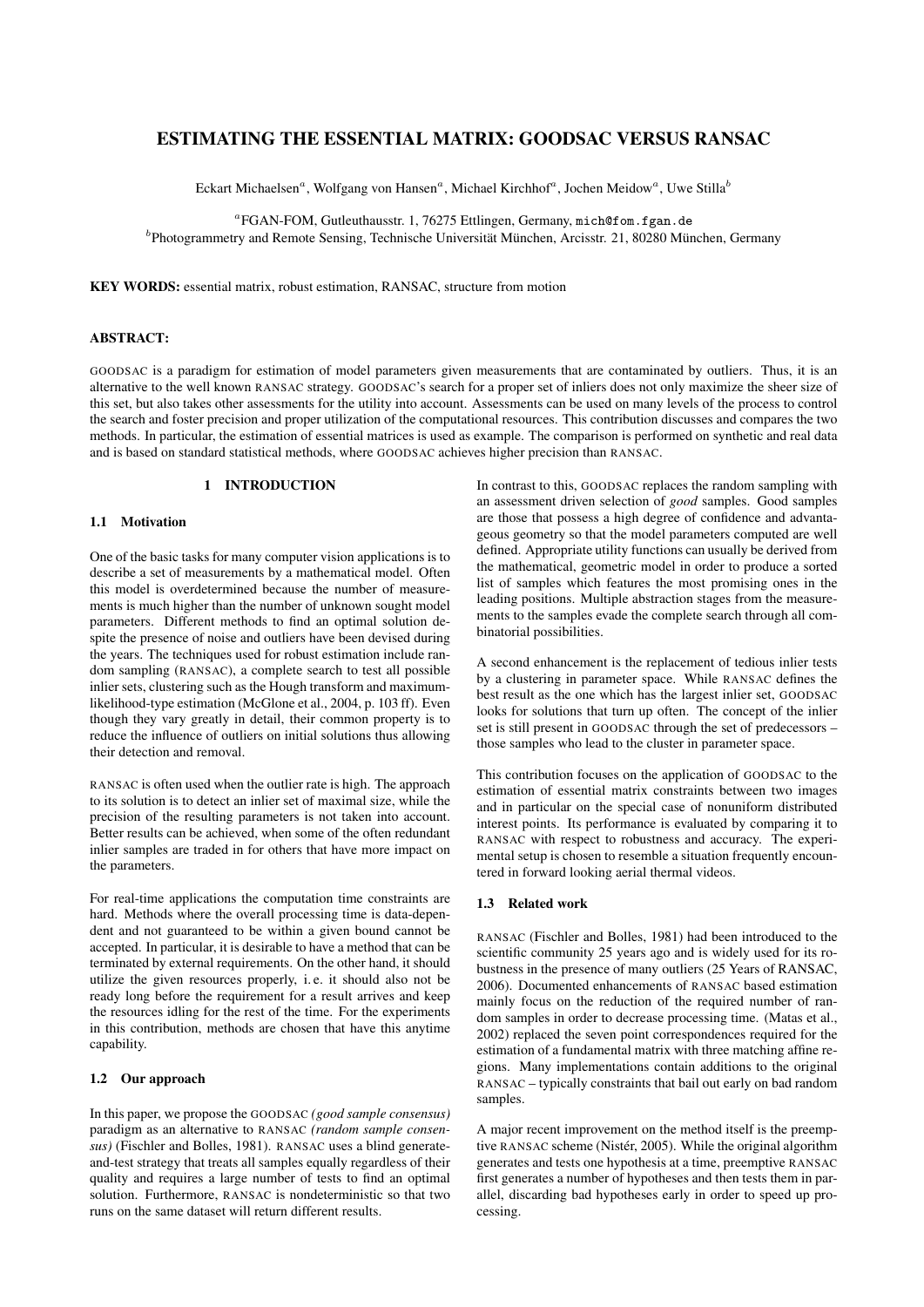# ESTIMATING THE ESSENTIAL MATRIX: GOODSAC VERSUS RANSAC

Eckart Michaelsen[a], Wolfgang von Hansen[a], Michael Kirchhof[a], Jochen Meidow[a], Uwe Stilla[b]

[a]FGAN-FOM, Gutleuthausstr. 1, 76275 Ettlingen, Germany, mich@fom.fgan.de
[b]Photogrammetry and Remote Sensing, Technische Universität München, Arcisstr. 21, 80280 München, Germany

**KEY WORDS:** essential matrix, robust estimation, RANSAC, structure from motion

**ABSTRACT:**

GOODSAC is a paradigm for estimation of model parameters given measurements that are contaminated by outliers. Thus, it is an alternative to the well known RANSAC strategy. GOODSAC's search for a proper set of inliers does not only maximize the sheer size of this set, but also takes other assessments for the utility into account. Assessments can be used on many levels of the process to control the search and foster precision and proper utilization of the computational resources. This contribution discusses and compares the two methods. In particular, the estimation of essential matrices is used as example. The comparison is performed on synthetic and real data and is based on standard statistical methods, where GOODSAC achieves higher precision than RANSAC.

## 1 INTRODUCTION

### 1.1 Motivation

One of the basic tasks for many computer vision applications is to describe a set of measurements by a mathematical model. Often this model is overdetermined because the number of measurements is much higher than the number of unknown sought model parameters. Different methods to find an optimal solution despite the presence of noise and outliers have been devised during the years. The techniques used for robust estimation include random sampling (RANSAC), a complete search to test all possible inlier sets, clustering such as the Hough transform and maximum-likelihood-type estimation (McGlone et al., 2004, p. 103 ff). Even though they vary greatly in detail, their common property is to reduce the influence of outliers on initial solutions thus allowing their detection and removal.

RANSAC is often used when the outlier rate is high. The approach to its solution is to detect an inlier set of maximal size, while the precision of the resulting parameters is not taken into account. Better results can be achieved, when some of the often redundant inlier samples are traded in for others that have more impact on the parameters.

For real-time applications the computation time constraints are hard. Methods where the overall processing time is data-dependent and not guaranteed to be within a given bound cannot be accepted. In particular, it is desirable to have a method that can be terminated by external requirements. On the other hand, it should utilize the given resources properly, i. e. it should also not be ready long before the requirement for a result arrives and keep the resources idling for the rest of the time. For the experiments in this contribution, methods are chosen that have this anytime capability.

### 1.2 Our approach

In this paper, we propose the GOODSAC *(good sample consensus)* paradigm as an alternative to RANSAC *(random sample consensus)* (Fischler and Bolles, 1981). RANSAC uses a blind generate-and-test strategy that treats all samples equally regardless of their quality and requires a large number of tests to find an optimal solution. Furthermore, RANSAC is nondeterministic so that two runs on the same dataset will return different results.

In contrast to this, GOODSAC replaces the random sampling with an assessment driven selection of *good* samples. Good samples are those that possess a high degree of confidence and advantageous geometry so that the model parameters computed are well defined. Appropriate utility functions can usually be derived from the mathematical, geometric model in order to produce a sorted list of samples which features the most promising ones in the leading positions. Multiple abstraction stages from the measurements to the samples evade the complete search through all combinatorial possibilities.

A second enhancement is the replacement of tedious inlier tests by a clustering in parameter space. While RANSAC defines the best result as the one which has the largest inlier set, GOODSAC looks for solutions that turn up often. The concept of the inlier set is still present in GOODSAC through the set of predecessors – those samples who lead to the cluster in parameter space.

This contribution focuses on the application of GOODSAC to the estimation of essential matrix constraints between two images and in particular on the special case of nonuniform distributed interest points. Its performance is evaluated by comparing it to RANSAC with respect to robustness and accuracy. The experimental setup is chosen to resemble a situation frequently encountered in forward looking aerial thermal videos.

### 1.3 Related work

RANSAC (Fischler and Bolles, 1981) had been introduced to the scientific community 25 years ago and is widely used for its robustness in the presence of many outliers (25 Years of RANSAC, 2006). Documented enhancements of RANSAC based estimation mainly focus on the reduction of the required number of random samples in order to decrease processing time. (Matas et al., 2002) replaced the seven point correspondences required for the estimation of a fundamental matrix with three matching affine regions. Many implementations contain additions to the original RANSAC – typically constraints that bail out early on bad random samples.

A major recent improvement on the method itself is the preemptive RANSAC scheme (Nistér, 2005). While the original algorithm generates and tests one hypothesis at a time, preemptive RANSAC first generates a number of hypotheses and then tests them in parallel, discarding bad hypotheses early in order to speed up processing.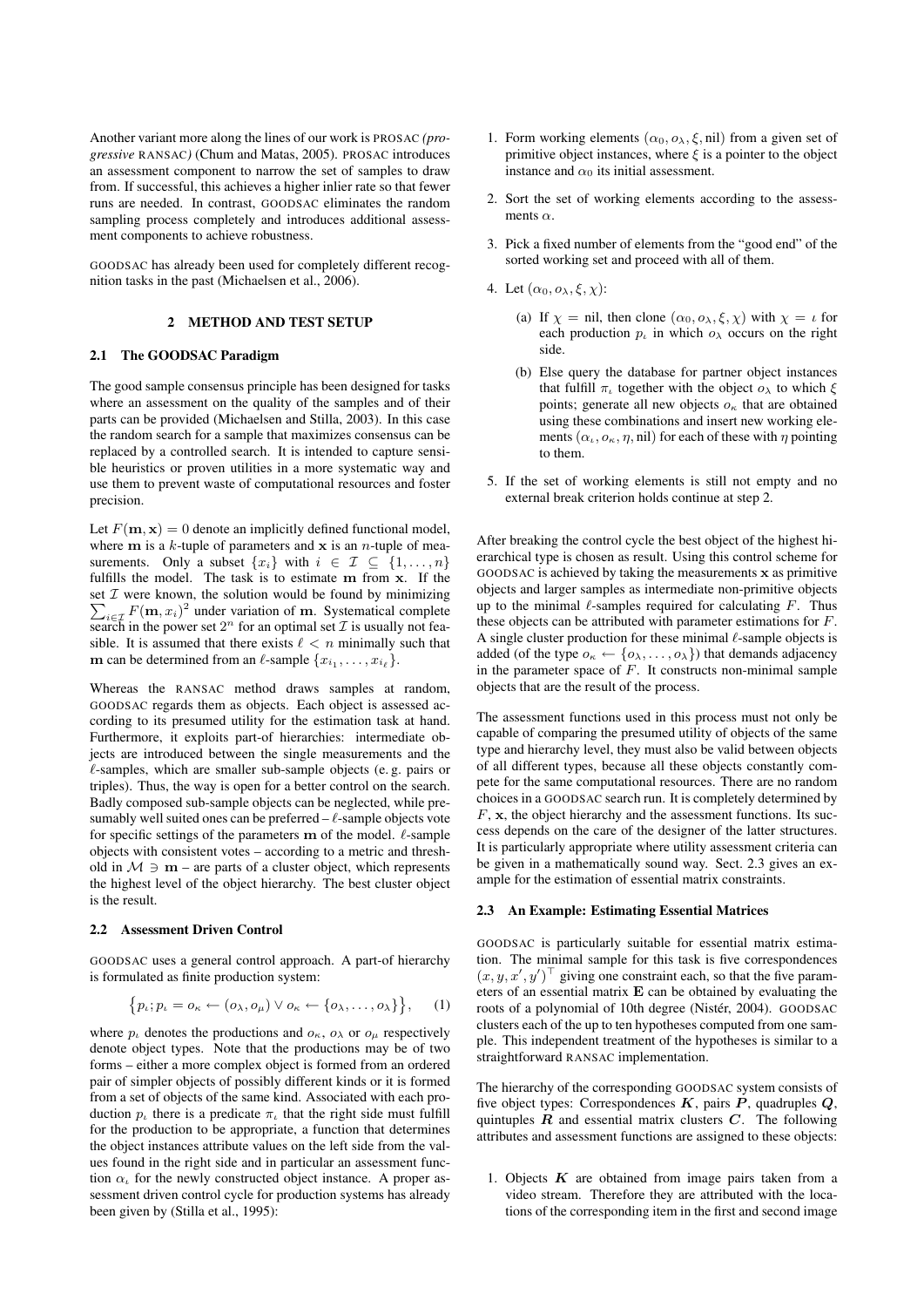Another variant more along the lines of our work is PROSAC *(progressive* RANSAC*)* (Chum and Matas, 2005). PROSAC introduces an assessment component to narrow the set of samples to draw from. If successful, this achieves a higher inlier rate so that fewer runs are needed. In contrast, GOODSAC eliminates the random sampling process completely and introduces additional assessment components to achieve robustness.

GOODSAC has already been used for completely different recognition tasks in the past (Michaelsen et al., 2006).

## 2 METHOD AND TEST SETUP

### 2.1 The GOODSAC Paradigm

The good sample consensus principle has been designed for tasks where an assessment on the quality of the samples and of their parts can be provided (Michaelsen and Stilla, 2003). In this case the random search for a sample that maximizes consensus can be replaced by a controlled search. It is intended to capture sensible heuristics or proven utilities in a more systematic way and use them to prevent waste of computational resources and foster precision.

Let $F(\mathbf{m}, \mathbf{x}) = 0$ denote an implicitly defined functional model, where $\mathbf{m}$ is a $k$-tuple of parameters and $\mathbf{x}$ is an $n$-tuple of measurements. Only a subset $\{x_i\}$ with $i \in \mathcal{I} \subseteq \{1, \ldots, n\}$ fulfills the model. The task is to estimate $\mathbf{m}$ from $\mathbf{x}$. If the set $\mathcal{I}$ were known, the solution would be found by minimizing $\sum_{i \in \mathcal{I}} F(\mathbf{m}, x_i)^2$ under variation of $\mathbf{m}$. Systematical complete search in the power set $2^n$ for an optimal set $\mathcal{I}$ is usually not feasible. It is assumed that there exists $\ell < n$ minimally such that $\mathbf{m}$ can be determined from an $\ell$-sample $\{x_{i_1}, \ldots, x_{i_\ell}\}$.

Whereas the RANSAC method draws samples at random, GOODSAC regards them as objects. Each object is assessed according to its presumed utility for the estimation task at hand. Furthermore, it exploits part-of hierarchies: intermediate objects are introduced between the single measurements and the $\ell$-samples, which are smaller sub-sample objects (e. g. pairs or triples). Thus, the way is open for a better control on the search. Badly composed sub-sample objects can be neglected, while presumably well suited ones can be preferred – $\ell$-sample objects vote for specific settings of the parameters $\mathbf{m}$ of the model. $\ell$-sample objects with consistent votes – according to a metric and threshold in $\mathcal{M} \ni \mathbf{m}$ – are parts of a cluster object, which represents the highest level of the object hierarchy. The best cluster object is the result.

### 2.2 Assessment Driven Control

GOODSAC uses a general control approach. A part-of hierarchy is formulated as finite production system:

$$\left\{ p_\iota ; p_\iota = o_\kappa \leftarrow (o_\lambda, o_\mu) \vee o_\kappa \leftarrow \{o_\lambda, \ldots, o_\lambda\} \right\}, \qquad (1)$$

where $p_\iota$ denotes the productions and $o_\kappa$, $o_\lambda$ or $o_\mu$ respectively denote object types. Note that the productions may be of two forms – either a more complex object is formed from an ordered pair of simpler objects of possibly different kinds or it is formed from a set of objects of the same kind. Associated with each production $p_\iota$ there is a predicate $\pi_\iota$ that the right side must fulfill for the production to be appropriate, a function that determines the object instances attribute values on the left side from the values found in the right side and in particular an assessment function $\alpha_\iota$ for the newly constructed object instance. A proper assessment driven control cycle for production systems has already been given by (Stilla et al., 1995):

1. Form working elements $(\alpha_0, o_\lambda, \xi, \text{nil})$ from a given set of primitive object instances, where $\xi$ is a pointer to the object instance and $\alpha_0$ its initial assessment.
2. Sort the set of working elements according to the assessments $\alpha$.
3. Pick a fixed number of elements from the "good end" of the sorted working set and proceed with all of them.
4. Let $(\alpha_0, o_\lambda, \xi, \chi)$:
   (a) If $\chi = \text{nil}$, then clone $(\alpha_0, o_\lambda, \xi, \chi)$ with $\chi = \iota$ for each production $p_\iota$ in which $o_\lambda$ occurs on the right side.
   (b) Else query the database for partner object instances that fulfill $\pi_\iota$ together with the object $o_\lambda$ to which $\xi$ points; generate all new objects $o_\kappa$ that are obtained using these combinations and insert new working elements $(\alpha_\iota, o_\kappa, \eta, \text{nil})$ for each of these with $\eta$ pointing to them.
5. If the set of working elements is still not empty and no external break criterion holds continue at step 2.

After breaking the control cycle the best object of the highest hierarchical type is chosen as result. Using this control scheme for GOODSAC is achieved by taking the measurements $\mathbf{x}$ as primitive objects and larger samples as intermediate non-primitive objects up to the minimal $\ell$-samples required for calculating $F$. Thus these objects can be attributed with parameter estimations for $F$. A single cluster production for these minimal $\ell$-sample objects is added (of the type $o_\kappa \leftarrow \{o_\lambda, \ldots, o_\lambda\}$) that demands adjacency in the parameter space of $F$. It constructs non-minimal sample objects that are the result of the process.

The assessment functions used in this process must not only be capable of comparing the presumed utility of objects of the same type and hierarchy level, they must also be valid between objects of all different types, because all these objects constantly compete for the same computational resources. There are no random choices in a GOODSAC search run. It is completely determined by $F$, $\mathbf{x}$, the object hierarchy and the assessment functions. Its success depends on the care of the designer of the latter structures. It is particularly appropriate where utility assessment criteria can be given in a mathematically sound way. Sect. 2.3 gives an example for the estimation of essential matrix constraints.

### 2.3 An Example: Estimating Essential Matrices

GOODSAC is particularly suitable for essential matrix estimation. The minimal sample for this task is five correspondences $(x, y, x', y')^\top$ giving one constraint each, so that the five parameters of an essential matrix $\mathbf{E}$ can be obtained by evaluating the roots of a polynomial of 10th degree (Nistér, 2004). GOODSAC clusters each of the up to ten hypotheses computed from one sample. This independent treatment of the hypotheses is similar to a straightforward RANSAC implementation.

The hierarchy of the corresponding GOODSAC system consists of five object types: Correspondences $\boldsymbol{K}$, pairs $\boldsymbol{P}$, quadruples $\boldsymbol{Q}$, quintuples $\boldsymbol{R}$ and essential matrix clusters $\boldsymbol{C}$. The following attributes and assessment functions are assigned to these objects:

1. Objects $\boldsymbol{K}$ are obtained from image pairs taken from a video stream. Therefore they are attributed with the locations of the corresponding item in the first and second image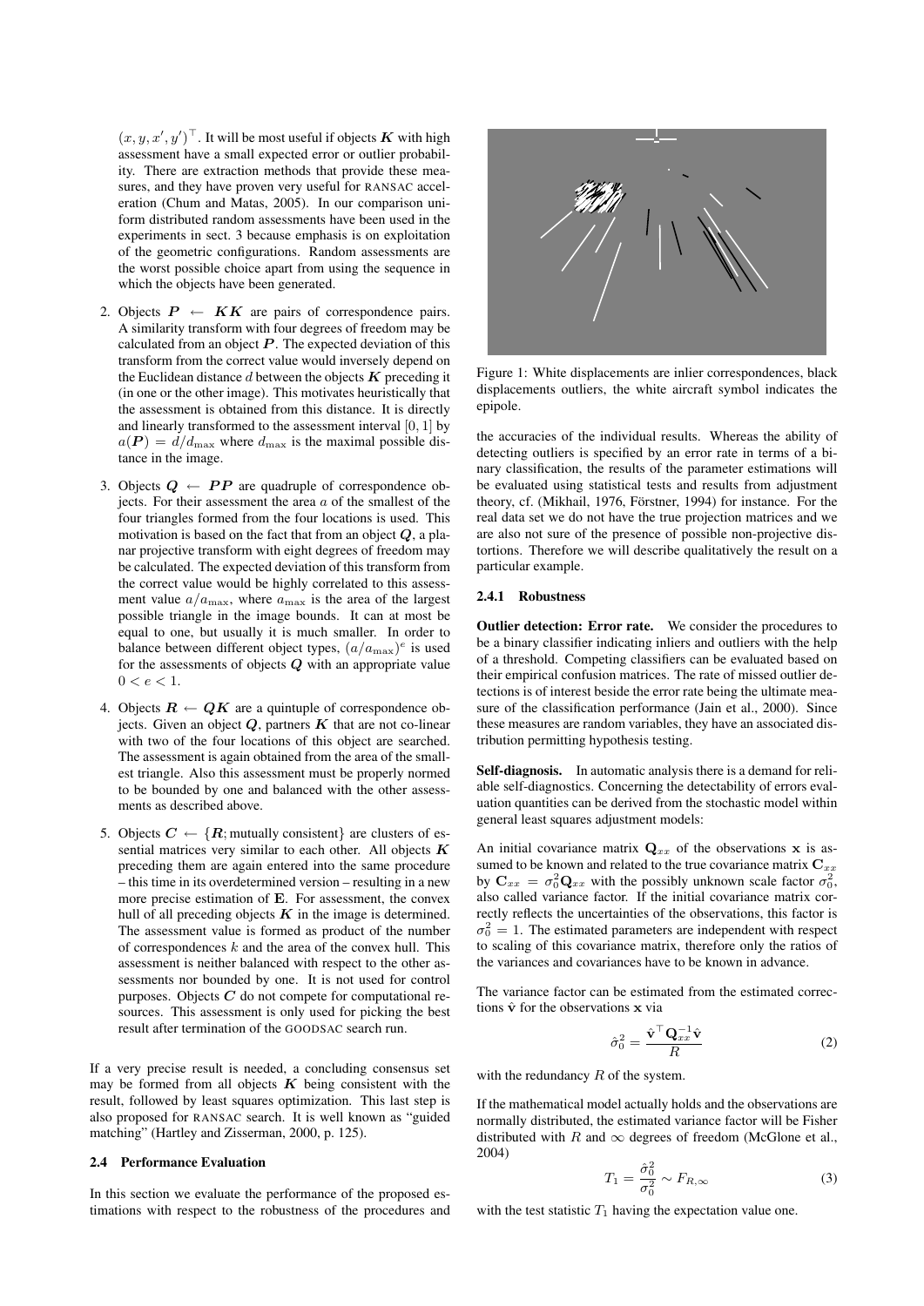$(x, y, x', y')^\top$. It will be most useful if objects $\boldsymbol{K}$ with high assessment have a small expected error or outlier probability. There are extraction methods that provide these measures, and they have proven very useful for RANSAC acceleration (Chum and Matas, 2005). In our comparison uniform distributed random assessments have been used in the experiments in sect. 3 because emphasis is on exploitation of the geometric configurations. Random assessments are the worst possible choice apart from using the sequence in which the objects have been generated.

2. Objects $\boldsymbol{P} \leftarrow \boldsymbol{KK}$ are pairs of correspondence pairs. A similarity transform with four degrees of freedom may be calculated from an object $\boldsymbol{P}$. The expected deviation of this transform from the correct value would inversely depend on the Euclidean distance $d$ between the objects $\boldsymbol{K}$ preceding it (in one or the other image). This motivates heuristically that the assessment is obtained from this distance. It is directly and linearly transformed to the assessment interval $[0, 1]$ by $a(\boldsymbol{P}) = d/d_{\max}$ where $d_{\max}$ is the maximal possible distance in the image.

3. Objects $\boldsymbol{Q} \leftarrow \boldsymbol{PP}$ are quadruple of correspondence objects. For their assessment the area $a$ of the smallest of the four triangles formed from the four locations is used. This motivation is based on the fact that from an object $\boldsymbol{Q}$, a planar projective transform with eight degrees of freedom may be calculated. The expected deviation of this transform from the correct value would be highly correlated to this assessment value $a/a_{\max}$, where $a_{\max}$ is the area of the largest possible triangle in the image bounds. It can at most be equal to one, but usually it is much smaller. In order to balance between different object types, $(a/a_{\max})^e$ is used for the assessments of objects $\boldsymbol{Q}$ with an appropriate value $0 < e < 1$.

4. Objects $\boldsymbol{R} \leftarrow \boldsymbol{QK}$ are a quintuple of correspondence objects. Given an object $\boldsymbol{Q}$, partners $\boldsymbol{K}$ that are not co-linear with two of the four locations of this object are searched. The assessment is again obtained from the area of the smallest triangle. Also this assessment must be properly normed to be bounded by one and balanced with the other assessments as described above.

5. Objects $\boldsymbol{C} \leftarrow \{\boldsymbol{R}; \text{mutually consistent}\}$ are clusters of essential matrices very similar to each other. All objects $\boldsymbol{K}$ preceding them are again entered into the same procedure – this time in its overdetermined version – resulting in a new more precise estimation of $\mathbf{E}$. For assessment, the convex hull of all preceding objects $\boldsymbol{K}$ in the image is determined. The assessment value is formed as product of the number of correspondences $k$ and the area of the convex hull. This assessment is neither balanced with respect to the other assessments nor bounded by one. It is not used for control purposes. Objects $\boldsymbol{C}$ do not compete for computational resources. This assessment is only used for picking the best result after termination of the GOODSAC search run.

If a very precise result is needed, a concluding consensus set may be formed from all objects $\boldsymbol{K}$ being consistent with the result, followed by least squares optimization. This last step is also proposed for RANSAC search. It is well known as "guided matching" (Hartley and Zisserman, 2000, p. 125).

### 2.4 Performance Evaluation

In this section we evaluate the performance of the proposed estimations with respect to the robustness of the procedures and the accuracies of the individual results. Whereas the ability of detecting outliers is specified by an error rate in terms of a binary classification, the results of the parameter estimations will be evaluated using statistical tests and results from adjustment theory, cf. (Mikhail, 1976, Förstner, 1994) for instance. For the real data set we do not have the true projection matrices and we are also not sure of the presence of possible non-projective distortions. Therefore we will describe qualitatively the result on a particular example.

Figure 1: White displacements are inlier correspondences, black displacements outliers, the white aircraft symbol indicates the epipole.

#### 2.4.1 Robustness

**Outlier detection: Error rate.** We consider the procedures to be a binary classifier indicating inliers and outliers with the help of a threshold. Competing classifiers can be evaluated based on their empirical confusion matrices. The rate of missed outlier detections is of interest beside the error rate being the ultimate measure of the classification performance (Jain et al., 2000). Since these measures are random variables, they have an associated distribution permitting hypothesis testing.

**Self-diagnosis.** In automatic analysis there is a demand for reliable self-diagnostics. Concerning the detectability of errors evaluation quantities can be derived from the stochastic model within general least squares adjustment models:

An initial covariance matrix $\mathbf{Q}_{xx}$ of the observations $\mathbf{x}$ is assumed to be known and related to the true covariance matrix $\mathbf{C}_{xx}$ by $\mathbf{C}_{xx} = \sigma_0^2 \mathbf{Q}_{xx}$ with the possibly unknown scale factor $\sigma_0^2$, also called variance factor. If the initial covariance matrix correctly reflects the uncertainties of the observations, this factor is $\sigma_0^2 = 1$. The estimated parameters are independent with respect to scaling of this covariance matrix, therefore only the ratios of the variances and covariances have to be known in advance.

The variance factor can be estimated from the estimated corrections $\hat{\mathbf{v}}$ for the observations $\mathbf{x}$ via

$$\hat{\sigma}_0^2 = \frac{\hat{\mathbf{v}}^\top \mathbf{Q}_{xx}^{-1} \hat{\mathbf{v}}}{R} \tag{2}$$

with the redundancy $R$ of the system.

If the mathematical model actually holds and the observations are normally distributed, the estimated variance factor will be Fisher distributed with $R$ and $\infty$ degrees of freedom (McGlone et al., 2004)

$$T_1 = \frac{\hat{\sigma}_0^2}{\sigma_0^2} \sim F_{R,\infty} \tag{3}$$

with the test statistic $T_1$ having the expectation value one.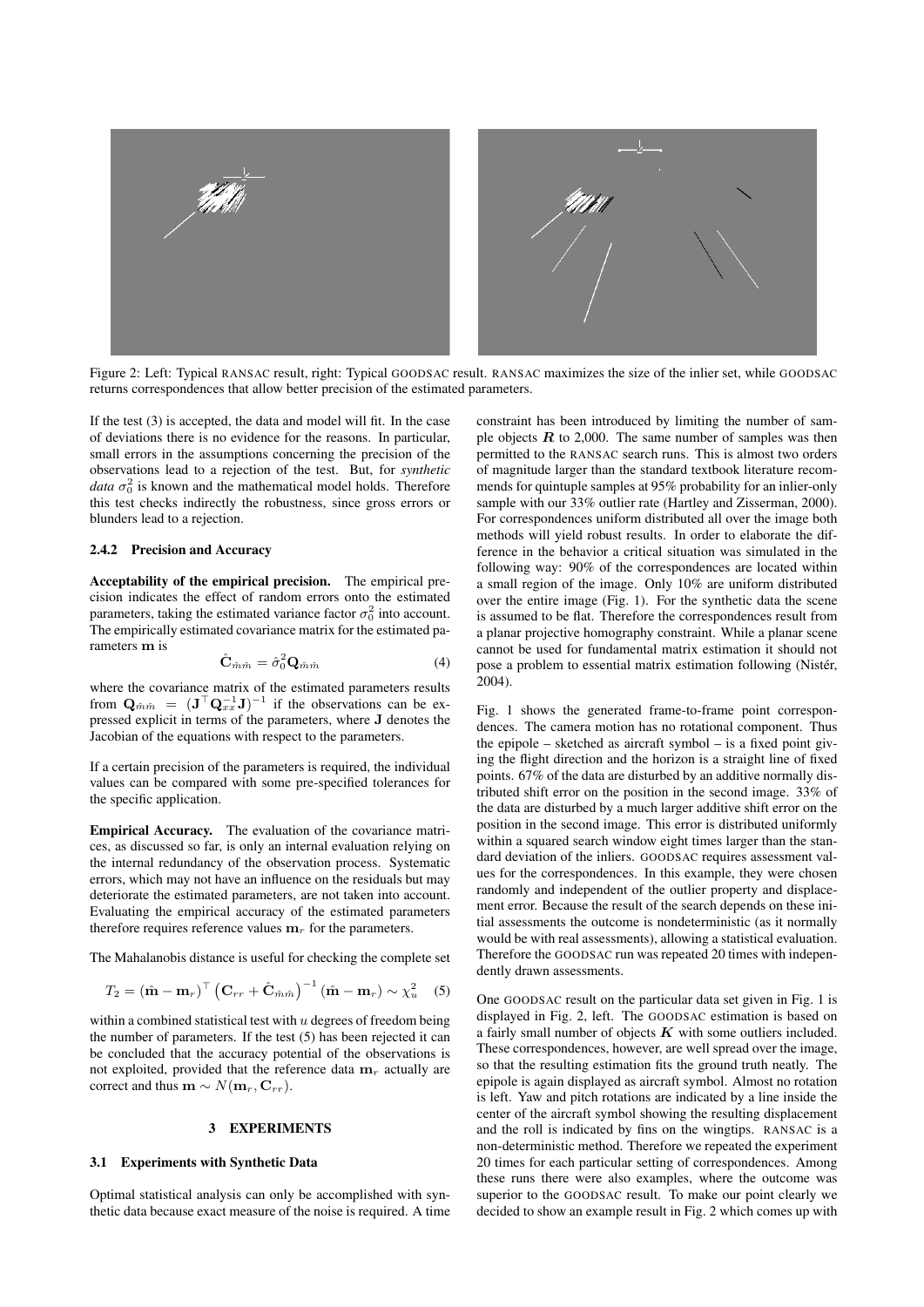Figure 2: Left: Typical RANSAC result, right: Typical GOODSAC result. RANSAC maximizes the size of the inlier set, while GOODSAC returns correspondences that allow better precision of the estimated parameters.

If the test (3) is accepted, the data and model will fit. In the case of deviations there is no evidence for the reasons. In particular, small errors in the assumptions concerning the precision of the observations lead to a rejection of the test. But, for *synthetic data* $\sigma_0^2$ is known and the mathematical model holds. Therefore this test checks indirectly the robustness, since gross errors or blunders lead to a rejection.

#### 2.4.2 Precision and Accuracy

**Acceptability of the empirical precision.** The empirical precision indicates the effect of random errors onto the estimated parameters, taking the estimated variance factor $\sigma_0^2$ into account. The empirically estimated covariance matrix for the estimated parameters $\mathbf{m}$ is

$$\hat{\mathbf{C}}_{\hat{m}\hat{m}} = \hat{\sigma}_0^2 \mathbf{Q}_{\hat{m}\hat{m}} \tag{4}$$

where the covariance matrix of the estimated parameters results from $\mathbf{Q}_{\hat{m}\hat{m}} = (\mathbf{J}^\top \mathbf{Q}_{xx}^{-1} \mathbf{J})^{-1}$ if the observations can be expressed explicit in terms of the parameters, where $\mathbf{J}$ denotes the Jacobian of the equations with respect to the parameters.

If a certain precision of the parameters is required, the individual values can be compared with some pre-specified tolerances for the specific application.

**Empirical Accuracy.** The evaluation of the covariance matrices, as discussed so far, is only an internal evaluation relying on the internal redundancy of the observation process. Systematic errors, which may not have an influence on the residuals but may deteriorate the estimated parameters, are not taken into account. Evaluating the empirical accuracy of the estimated parameters therefore requires reference values $\mathbf{m}_r$ for the parameters.

The Mahalanobis distance is useful for checking the complete set

$$T_2 = (\hat{\mathbf{m}} - \mathbf{m}_r)^\top \left(\mathbf{C}_{rr} + \hat{\mathbf{C}}_{\hat{m}\hat{m}}\right)^{-1} (\hat{\mathbf{m}} - \mathbf{m}_r) \sim \chi_u^2 \tag{5}$$

within a combined statistical test with $u$ degrees of freedom being the number of parameters. If the test (5) has been rejected it can be concluded that the accuracy potential of the observations is not exploited, provided that the reference data $\mathbf{m}_r$ actually are correct and thus $\mathbf{m} \sim N(\mathbf{m}_r, \mathbf{C}_{rr})$.

## 3 EXPERIMENTS

### 3.1 Experiments with Synthetic Data

Optimal statistical analysis can only be accomplished with synthetic data because exact measure of the noise is required. A time constraint has been introduced by limiting the number of sample objects $\boldsymbol{R}$ to 2,000. The same number of samples was then permitted to the RANSAC search runs. This is almost two orders of magnitude larger than the standard textbook literature recommends for quintuple samples at 95% probability for an inlier-only sample with our 33% outlier rate (Hartley and Zisserman, 2000). For correspondences uniform distributed all over the image both methods will yield robust results. In order to elaborate the difference in the behavior a critical situation was simulated in the following way: 90% of the correspondences are located within a small region of the image. Only 10% are uniform distributed over the entire image (Fig. 1). For the synthetic data the scene is assumed to be flat. Therefore the correspondences result from a planar projective homography constraint. While a planar scene cannot be used for fundamental matrix estimation it should not pose a problem to essential matrix estimation following (Nistér, 2004).

Fig. 1 shows the generated frame-to-frame point correspondences. The camera motion has no rotational component. Thus the epipole – sketched as aircraft symbol – is a fixed point giving the flight direction and the horizon is a straight line of fixed points. 67% of the data are disturbed by an additive normally distributed shift error on the position in the second image. 33% of the data are disturbed by a much larger additive shift error on the position in the second image. This error is distributed uniformly within a squared search window eight times larger than the standard deviation of the inliers. GOODSAC requires assessment values for the correspondences. In this example, they were chosen randomly and independent of the outlier property and displacement error. Because the result of the search depends on these initial assessments the outcome is nondeterministic (as it normally would be with real assessments), allowing a statistical evaluation. Therefore the GOODSAC run was repeated 20 times with independently drawn assessments.

One GOODSAC result on the particular data set given in Fig. 1 is displayed in Fig. 2, left. The GOODSAC estimation is based on a fairly small number of objects $\boldsymbol{K}$ with some outliers included. These correspondences, however, are well spread over the image, so that the resulting estimation fits the ground truth neatly. The epipole is again displayed as aircraft symbol. Almost no rotation is left. Yaw and pitch rotations are indicated by a line inside the center of the aircraft symbol showing the resulting displacement and the roll is indicated by fins on the wingtips. RANSAC is a non-deterministic method. Therefore we repeated the experiment 20 times for each particular setting of correspondences. Among these runs there were also examples, where the outcome was superior to the GOODSAC result. To make our point clearly we decided to show an example result in Fig. 2 which comes up with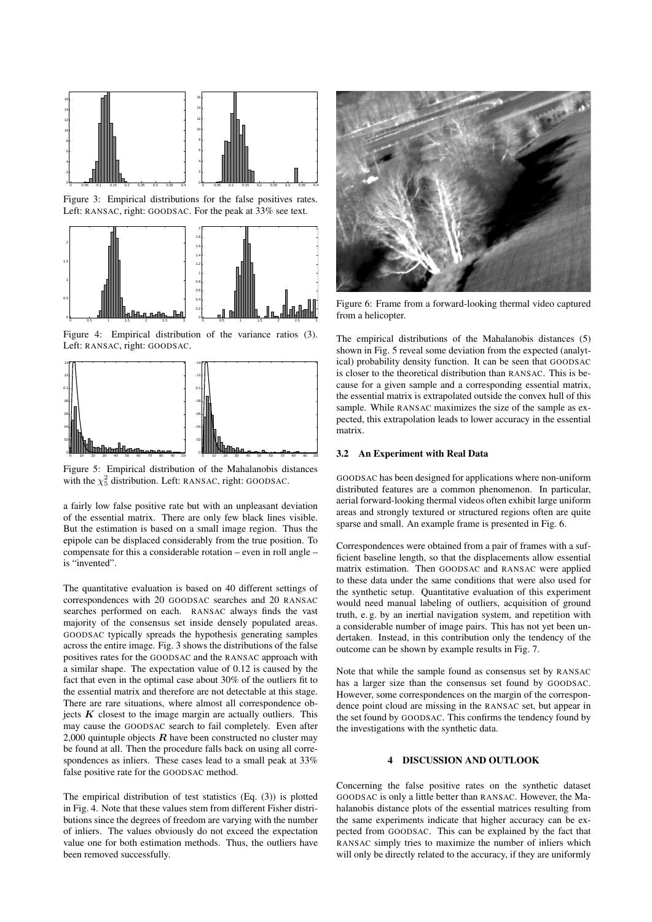Figure 3: Empirical distributions for the false positives rates. Left: RANSAC, right: GOODSAC. For the peak at 33% see text.

Figure 4: Empirical distribution of the variance ratios (3). Left: RANSAC, right: GOODSAC.

Figure 5: Empirical distribution of the Mahalanobis distances with the $\chi^2_5$ distribution. Left: RANSAC, right: GOODSAC.

a fairly low false positive rate but with an unpleasant deviation of the essential matrix. There are only few black lines visible. But the estimation is based on a small image region. Thus the epipole can be displaced considerably from the true position. To compensate for this a considerable rotation – even in roll angle – is "invented".

The quantitative evaluation is based on 40 different settings of correspondences with 20 GOODSAC searches and 20 RANSAC searches performed on each. RANSAC always finds the vast majority of the consensus set inside densely populated areas. GOODSAC typically spreads the hypothesis generating samples across the entire image. Fig. 3 shows the distributions of the false positives rates for the GOODSAC and the RANSAC approach with a similar shape. The expectation value of 0.12 is caused by the fact that even in the optimal case about 30% of the outliers fit to the essential matrix and therefore are not detectable at this stage. There are rare situations, where almost all correspondence objects $\boldsymbol{K}$ closest to the image margin are actually outliers. This may cause the GOODSAC search to fail completely. Even after 2,000 quintuple objects $\boldsymbol{R}$ have been constructed no cluster may be found at all. Then the procedure falls back on using all correspondences as inliers. These cases lead to a small peak at 33% false positive rate for the GOODSAC method.

The empirical distribution of test statistics (Eq. (3)) is plotted in Fig. 4. Note that these values stem from different Fisher distributions since the degrees of freedom are varying with the number of inliers. The values obviously do not exceed the expectation value one for both estimation methods. Thus, the outliers have been removed successfully.

Figure 6: Frame from a forward-looking thermal video captured from a helicopter.

The empirical distributions of the Mahalanobis distances (5) shown in Fig. 5 reveal some deviation from the expected (analytical) probability density function. It can be seen that GOODSAC is closer to the theoretical distribution than RANSAC. This is because for a given sample and a corresponding essential matrix, the essential matrix is extrapolated outside the convex hull of this sample. While RANSAC maximizes the size of the sample as expected, this extrapolation leads to lower accuracy in the essential matrix.

### 3.2 An Experiment with Real Data

GOODSAC has been designed for applications where non-uniform distributed features are a common phenomenon. In particular, aerial forward-looking thermal videos often exhibit large uniform areas and strongly textured or structured regions often are quite sparse and small. An example frame is presented in Fig. 6.

Correspondences were obtained from a pair of frames with a sufficient baseline length, so that the displacements allow essential matrix estimation. Then GOODSAC and RANSAC were applied to these data under the same conditions that were also used for the synthetic setup. Quantitative evaluation of this experiment would need manual labeling of outliers, acquisition of ground truth, e. g. by an inertial navigation system, and repetition with a considerable number of image pairs. This has not yet been undertaken. Instead, in this contribution only the tendency of the outcome can be shown by example results in Fig. 7.

Note that while the sample found as consensus set by RANSAC has a larger size than the consensus set found by GOODSAC. However, some correspondences on the margin of the correspondence point cloud are missing in the RANSAC set, but appear in the set found by GOODSAC. This confirms the tendency found by the investigations with the synthetic data.

## 4 DISCUSSION AND OUTLOOK

Concerning the false positive rates on the synthetic dataset GOODSAC is only a little better than RANSAC. However, the Mahalanobis distance plots of the essential matrices resulting from the same experiments indicate that higher accuracy can be expected from GOODSAC. This can be explained by the fact that RANSAC simply tries to maximize the number of inliers which will only be directly related to the accuracy, if they are uniformly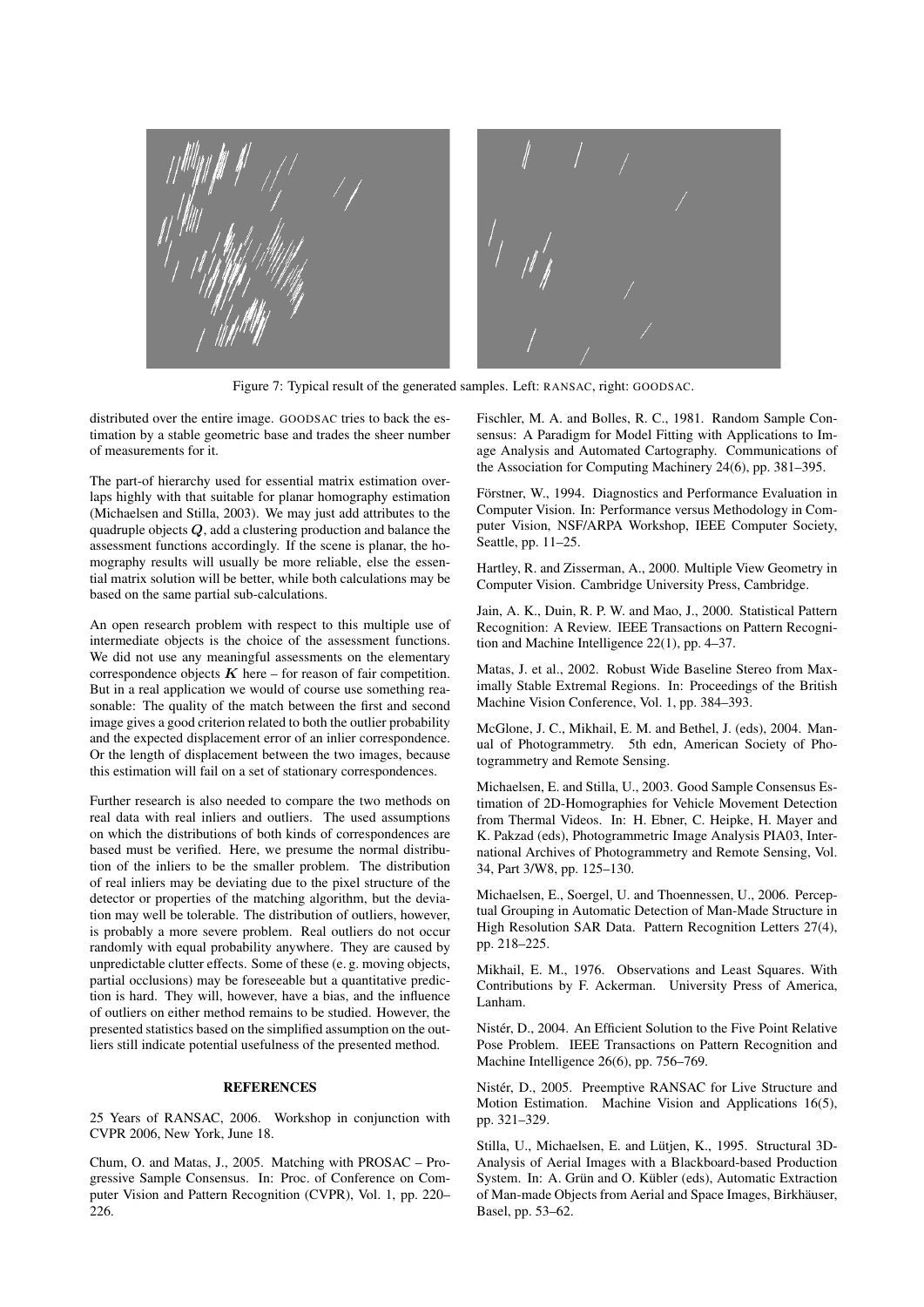Figure 7: Typical result of the generated samples. Left: RANSAC, right: GOODSAC.

distributed over the entire image. GOODSAC tries to back the estimation by a stable geometric base and trades the sheer number of measurements for it.

The part-of hierarchy used for essential matrix estimation overlaps highly with that suitable for planar homography estimation (Michaelsen and Stilla, 2003). We may just add attributes to the quadruple objects $\boldsymbol{Q}$, add a clustering production and balance the assessment functions accordingly. If the scene is planar, the homography results will usually be more reliable, else the essential matrix solution will be better, while both calculations may be based on the same partial sub-calculations.

An open research problem with respect to this multiple use of intermediate objects is the choice of the assessment functions. We did not use any meaningful assessments on the elementary correspondence objects $\boldsymbol{K}$ here – for reason of fair competition. But in a real application we would of course use something reasonable: The quality of the match between the first and second image gives a good criterion related to both the outlier probability and the expected displacement error of an inlier correspondence. Or the length of displacement between the two images, because this estimation will fail on a set of stationary correspondences.

Further research is also needed to compare the two methods on real data with real inliers and outliers. The used assumptions on which the distributions of both kinds of correspondences are based must be verified. Here, we presume the normal distribution of the inliers to be the smaller problem. The distribution of real inliers may be deviating due to the pixel structure of the detector or properties of the matching algorithm, but the deviation may well be tolerable. The distribution of outliers, however, is probably a more severe problem. Real outliers do not occur randomly with equal probability anywhere. They are caused by unpredictable clutter effects. Some of these (e. g. moving objects, partial occlusions) may be foreseeable but a quantitative prediction is hard. They will, however, have a bias, and the influence of outliers on either method remains to be studied. However, the presented statistics based on the simplified assumption on the outliers still indicate potential usefulness of the presented method.

## REFERENCES

25 Years of RANSAC, 2006. Workshop in conjunction with CVPR 2006, New York, June 18.

Chum, O. and Matas, J., 2005. Matching with PROSAC – Progressive Sample Consensus. In: Proc. of Conference on Computer Vision and Pattern Recognition (CVPR), Vol. 1, pp. 220–226.

Fischler, M. A. and Bolles, R. C., 1981. Random Sample Consensus: A Paradigm for Model Fitting with Applications to Image Analysis and Automated Cartography. Communications of the Association for Computing Machinery 24(6), pp. 381–395.

Förstner, W., 1994. Diagnostics and Performance Evaluation in Computer Vision. In: Performance versus Methodology in Computer Vision, NSF/ARPA Workshop, IEEE Computer Society, Seattle, pp. 11–25.

Hartley, R. and Zisserman, A., 2000. Multiple View Geometry in Computer Vision. Cambridge University Press, Cambridge.

Jain, A. K., Duin, R. P. W. and Mao, J., 2000. Statistical Pattern Recognition: A Review. IEEE Transactions on Pattern Recognition and Machine Intelligence 22(1), pp. 4–37.

Matas, J. et al., 2002. Robust Wide Baseline Stereo from Maximally Stable Extremal Regions. In: Proceedings of the British Machine Vision Conference, Vol. 1, pp. 384–393.

McGlone, J. C., Mikhail, E. M. and Bethel, J. (eds), 2004. Manual of Photogrammetry. 5th edn, American Society of Photogrammetry and Remote Sensing.

Michaelsen, E. and Stilla, U., 2003. Good Sample Consensus Estimation of 2D-Homographies for Vehicle Movement Detection from Thermal Videos. In: H. Ebner, C. Heipke, H. Mayer and K. Pakzad (eds), Photogrammetric Image Analysis PIA03, International Archives of Photogrammetry and Remote Sensing, Vol. 34, Part 3/W8, pp. 125–130.

Michaelsen, E., Soergel, U. and Thoennessen, U., 2006. Perceptual Grouping in Automatic Detection of Man-Made Structure in High Resolution SAR Data. Pattern Recognition Letters 27(4), pp. 218–225.

Mikhail, E. M., 1976. Observations and Least Squares. With Contributions by F. Ackerman. University Press of America, Lanham.

Nistér, D., 2004. An Efficient Solution to the Five Point Relative Pose Problem. IEEE Transactions on Pattern Recognition and Machine Intelligence 26(6), pp. 756–769.

Nistér, D., 2005. Preemptive RANSAC for Live Structure and Motion Estimation. Machine Vision and Applications 16(5), pp. 321–329.

Stilla, U., Michaelsen, E. and Lütjen, K., 1995. Structural 3D-Analysis of Aerial Images with a Blackboard-based Production System. In: A. Grün and O. Kübler (eds), Automatic Extraction of Man-made Objects from Aerial and Space Images, Birkhäuser, Basel, pp. 53–62.